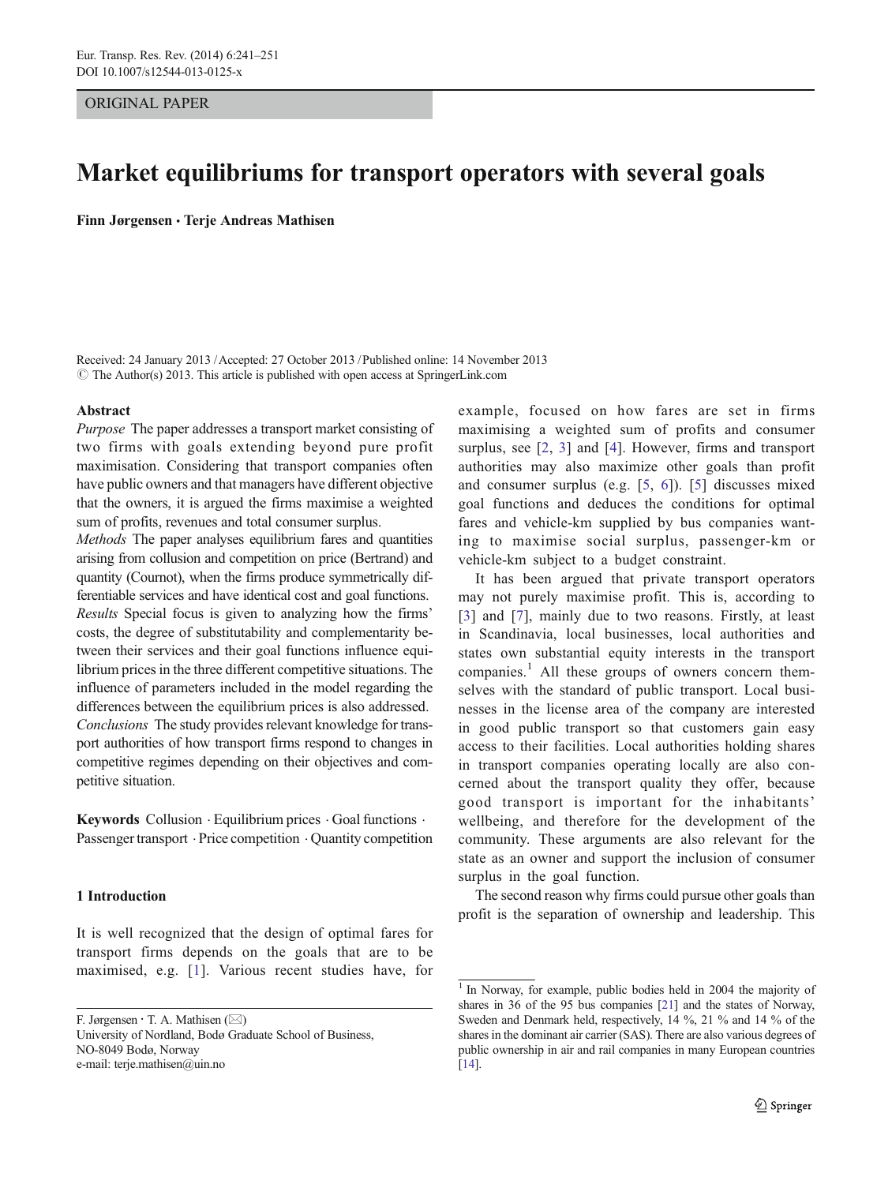ORIGINAL PAPER

# Market equilibriums for transport operators with several goals

**Finn Jørgensen · Terje Andreas Mathisen**

Received: 24 January 2013 / Accepted: 27 October 2013 / Published online: 14 November 2013
© The Author(s) 2013. This article is published with open access at SpringerLink.com

## Abstract

*Purpose* The paper addresses a transport market consisting of two firms with goals extending beyond pure profit maximisation. Considering that transport companies often have public owners and that managers have different objective that the owners, it is argued the firms maximise a weighted sum of profits, revenues and total consumer surplus.

*Methods* The paper analyses equilibrium fares and quantities arising from collusion and competition on price (Bertrand) and quantity (Cournot), when the firms produce symmetrically differentiable services and have identical cost and goal functions.

*Results* Special focus is given to analyzing how the firms' costs, the degree of substitutability and complementarity between their services and their goal functions influence equilibrium prices in the three different competitive situations. The influence of parameters included in the model regarding the differences between the equilibrium prices is also addressed.

*Conclusions* The study provides relevant knowledge for transport authorities of how transport firms respond to changes in competitive regimes depending on their objectives and competitive situation.

**Keywords** Collusion · Equilibrium prices · Goal functions · Passenger transport · Price competition · Quantity competition

## 1 Introduction

It is well recognized that the design of optimal fares for transport firms depends on the goals that are to be maximised, e.g. [1]. Various recent studies have, for example, focused on how fares are set in firms maximising a weighted sum of profits and consumer surplus, see [2, 3] and [4]. However, firms and transport authorities may also maximize other goals than profit and consumer surplus (e.g. [5, 6]). [5] discusses mixed goal functions and deduces the conditions for optimal fares and vehicle-km supplied by bus companies wanting to maximise social surplus, passenger-km or vehicle-km subject to a budget constraint.

It has been argued that private transport operators may not purely maximise profit. This is, according to [3] and [7], mainly due to two reasons. Firstly, at least in Scandinavia, local businesses, local authorities and states own substantial equity interests in the transport companies.[1] All these groups of owners concern themselves with the standard of public transport. Local businesses in the license area of the company are interested in good public transport so that customers gain easy access to their facilities. Local authorities holding shares in transport companies operating locally are also concerned about the transport quality they offer, because good transport is important for the inhabitants' wellbeing, and therefore for the development of the community. These arguments are also relevant for the state as an owner and support the inclusion of consumer surplus in the goal function.

The second reason why firms could pursue other goals than profit is the separation of ownership and leadership. This

---

F. Jørgensen · T. A. Mathisen (✉)
University of Nordland, Bodø Graduate School of Business,
NO-8049 Bodø, Norway
e-mail: terje.mathisen@uin.no

[1] In Norway, for example, public bodies held in 2004 the majority of shares in 36 of the 95 bus companies [21] and the states of Norway, Sweden and Denmark held, respectively, 14 %, 21 % and 14 % of the shares in the dominant air carrier (SAS). There are also various degrees of public ownership in air and rail companies in many European countries [14].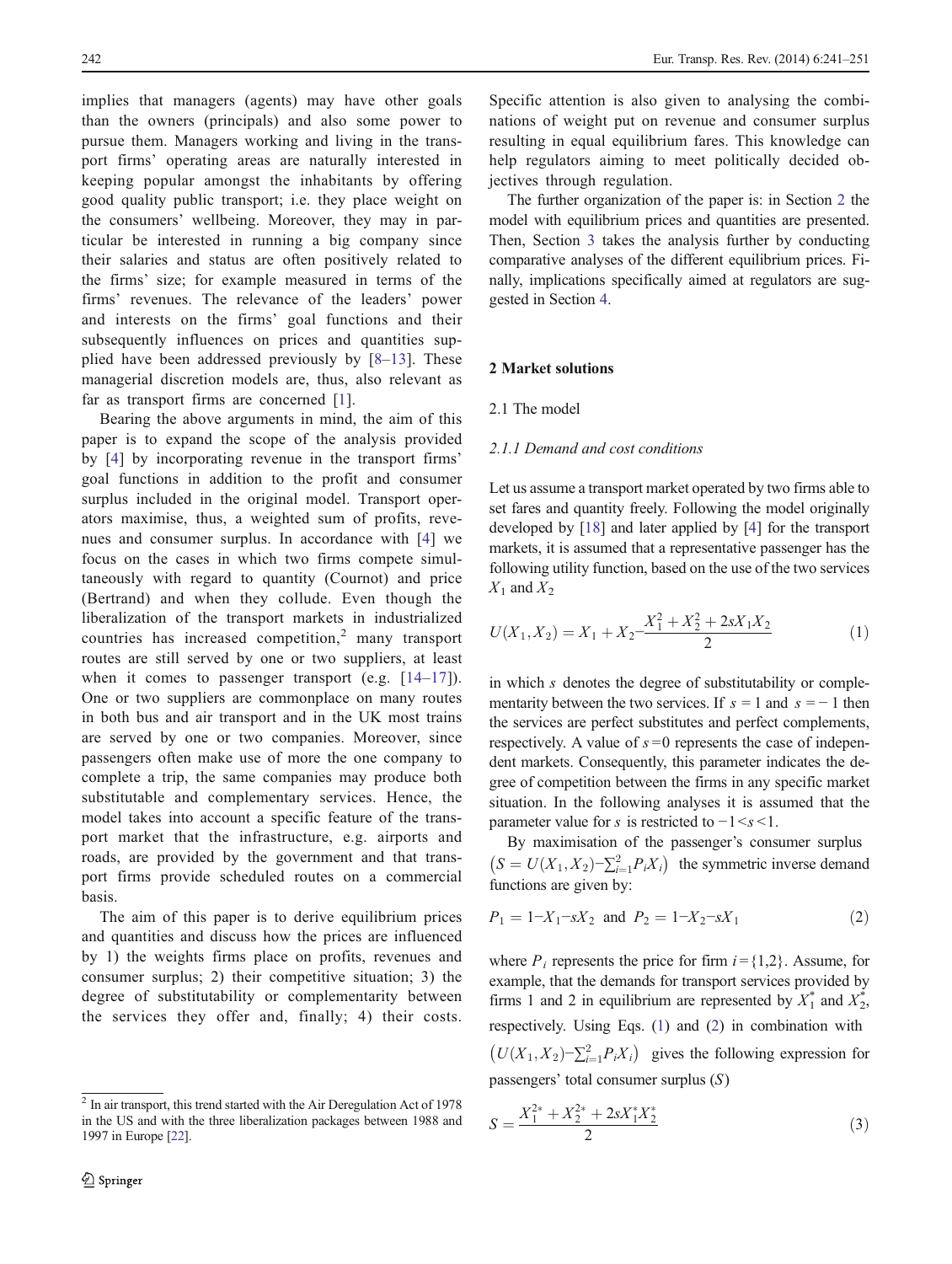implies that managers (agents) may have other goals than the owners (principals) and also some power to pursue them. Managers working and living in the transport firms' operating areas are naturally interested in keeping popular amongst the inhabitants by offering good quality public transport; i.e. they place weight on the consumers' wellbeing. Moreover, they may in particular be interested in running a big company since their salaries and status are often positively related to the firms' size; for example measured in terms of the firms' revenues. The relevance of the leaders' power and interests on the firms' goal functions and their subsequently influences on prices and quantities supplied have been addressed previously by [8–13]. These managerial discretion models are, thus, also relevant as far as transport firms are concerned [1].

Bearing the above arguments in mind, the aim of this paper is to expand the scope of the analysis provided by [4] by incorporating revenue in the transport firms' goal functions in addition to the profit and consumer surplus included in the original model. Transport operators maximise, thus, a weighted sum of profits, revenues and consumer surplus. In accordance with [4] we focus on the cases in which two firms compete simultaneously with regard to quantity (Cournot) and price (Bertrand) and when they collude. Even though the liberalization of the transport markets in industrialized countries has increased competition,[2] many transport routes are still served by one or two suppliers, at least when it comes to passenger transport (e.g. [14–17]). One or two suppliers are commonplace on many routes in both bus and air transport and in the UK most trains are served by one or two companies. Moreover, since passengers often make use of more the one company to complete a trip, the same companies may produce both substitutable and complementary services. Hence, the model takes into account a specific feature of the transport market that the infrastructure, e.g. airports and roads, are provided by the government and that transport firms provide scheduled routes on a commercial basis.

The aim of this paper is to derive equilibrium prices and quantities and discuss how the prices are influenced by 1) the weights firms place on profits, revenues and consumer surplus; 2) their competitive situation; 3) the degree of substitutability or complementarity between the services they offer and, finally; 4) their costs. Specific attention is also given to analysing the combinations of weight put on revenue and consumer surplus resulting in equal equilibrium fares. This knowledge can help regulators aiming to meet politically decided objectives through regulation.

The further organization of the paper is: in Section 2 the model with equilibrium prices and quantities are presented. Then, Section 3 takes the analysis further by conducting comparative analyses of the different equilibrium prices. Finally, implications specifically aimed at regulators are suggested in Section 4.

## 2 Market solutions

### 2.1 The model

#### *2.1.1 Demand and cost conditions*

Let us assume a transport market operated by two firms able to set fares and quantity freely. Following the model originally developed by [18] and later applied by [4] for the transport markets, it is assumed that a representative passenger has the following utility function, based on the use of the two services $X_1$ and $X_2$

$$U(X_1, X_2) = X_1 + X_2 - \frac{X_1^2 + X_2^2 + 2sX_1X_2}{2} \tag{1}$$

in which $s$ denotes the degree of substitutability or complementarity between the two services. If $s = 1$ and $s = -1$ then the services are perfect substitutes and perfect complements, respectively. A value of $s = 0$ represents the case of independent markets. Consequently, this parameter indicates the degree of competition between the firms in any specific market situation. In the following analyses it is assumed that the parameter value for $s$ is restricted to $-1 < s < 1$.

By maximisation of the passenger's consumer surplus $\left(S = U(X_1, X_2) - \sum_{i=1}^{2} P_i X_i\right)$ the symmetric inverse demand functions are given by:

$$P_1 = 1 - X_1 - sX_2 \text{ and } P_2 = 1 - X_2 - sX_1 \tag{2}$$

where $P_i$ represents the price for firm $i = \{1,2\}$. Assume, for example, that the demands for transport services provided by firms 1 and 2 in equilibrium are represented by $X_1^*$ and $X_2^*$, respectively. Using Eqs. (1) and (2) in combination with $\left(U(X_1, X_2) - \sum_{i=1}^{2} P_i X_i\right)$ gives the following expression for passengers' total consumer surplus ($S$)

$$S = \frac{X_1^{2*} + X_2^{2*} + 2sX_1^*X_2^*}{2} \tag{3}$$

---

[2] In air transport, this trend started with the Air Deregulation Act of 1978 in the US and with the three liberalization packages between 1988 and 1997 in Europe [22].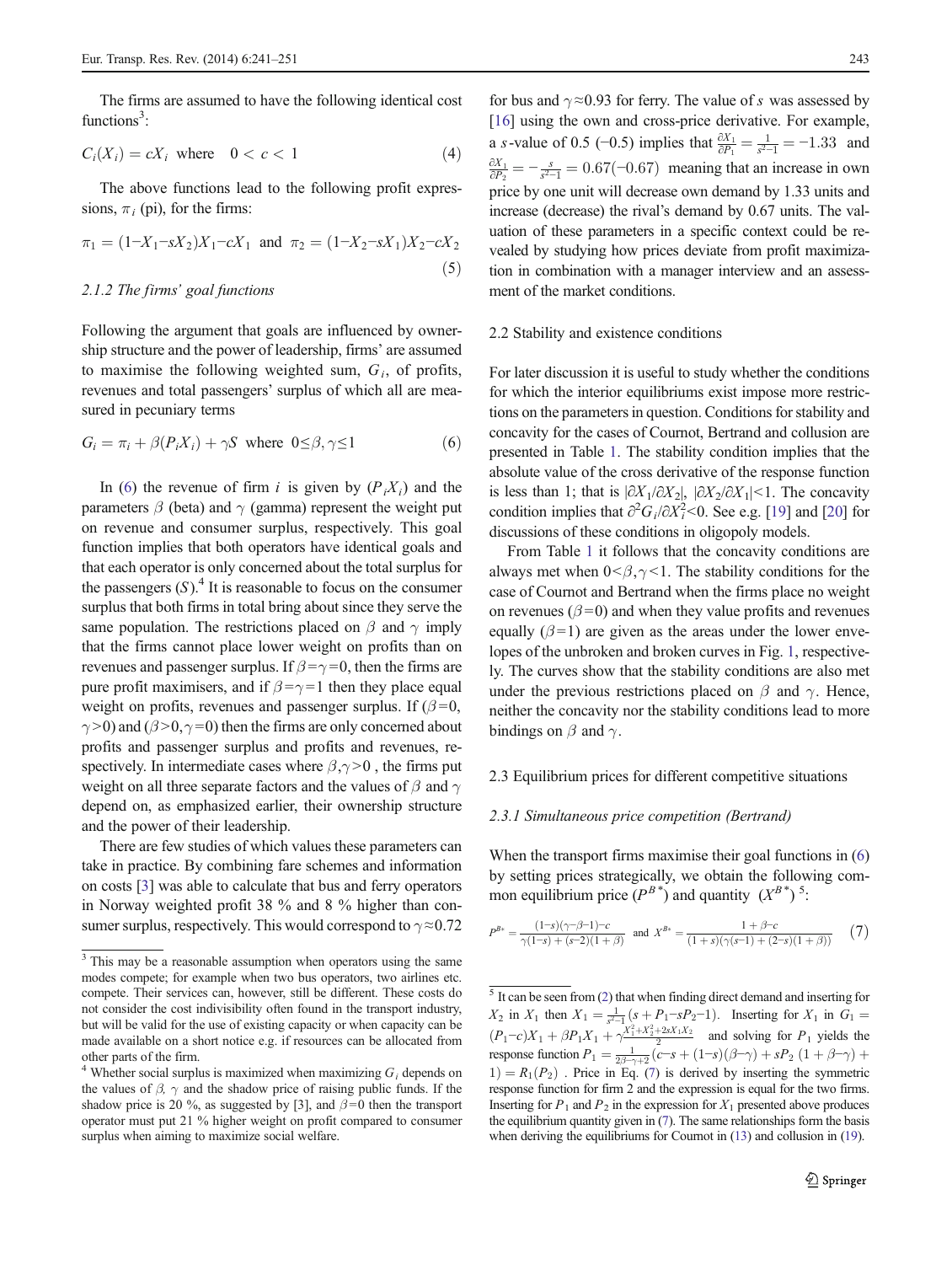The firms are assumed to have the following identical cost functions[3]:

$$C_i(X_i) = cX_i \quad \text{where} \quad 0 < c < 1 \tag{4}$$

The above functions lead to the following profit expressions, $\pi_i$ (pi), for the firms:

$$\pi_1 = (1 - X_1 - sX_2)X_1 - cX_1 \quad \text{and} \quad \pi_2 = (1 - X_2 - sX_1)X_2 - cX_2 \tag{5}$$

### 2.1.2 The firms' goal functions

Following the argument that goals are influenced by ownership structure and the power of leadership, firms' are assumed to maximise the following weighted sum, $G_i$, of profits, revenues and total passengers' surplus of which all are measured in pecuniary terms

$$G_i = \pi_i + \beta(P_i X_i) + \gamma S \quad \text{where} \quad 0 \leq \beta, \gamma \leq 1 \tag{6}$$

In (6) the revenue of firm $i$ is given by $(P_i X_i)$ and the parameters $\beta$ (beta) and $\gamma$ (gamma) represent the weight put on revenue and consumer surplus, respectively. This goal function implies that both operators have identical goals and that each operator is only concerned about the total surplus for the passengers ($S$).[4] It is reasonable to focus on the consumer surplus that both firms in total bring about since they serve the same population. The restrictions placed on $\beta$ and $\gamma$ imply that the firms cannot place lower weight on profits than on revenues and passenger surplus. If $\beta = \gamma = 0$, then the firms are pure profit maximisers, and if $\beta = \gamma = 1$ then they place equal weight on profits, revenues and passenger surplus. If ($\beta = 0$, $\gamma > 0$) and ($\beta > 0, \gamma = 0$) then the firms are only concerned about profits and passenger surplus and profits and revenues, respectively. In intermediate cases where $\beta, \gamma > 0$, the firms put weight on all three separate factors and the values of $\beta$ and $\gamma$ depend on, as emphasized earlier, their ownership structure and the power of their leadership.

There are few studies of which values these parameters can take in practice. By combining fare schemes and information on costs [3] was able to calculate that bus and ferry operators in Norway weighted profit 38 % and 8 % higher than consumer surplus, respectively. This would correspond to $\gamma \approx 0.72$ for bus and $\gamma \approx 0.93$ for ferry. The value of $s$ was assessed by [16] using the own and cross-price derivative. For example, a $s$-value of 0.5 (−0.5) implies that $\frac{\partial X_1}{\partial P_1} = \frac{1}{s^2 - 1} = -1.33$ and $\frac{\partial X_1}{\partial P_2} = -\frac{s}{s^2 - 1} = 0.67(-0.67)$ meaning that an increase in own price by one unit will decrease own demand by 1.33 units and increase (decrease) the rival's demand by 0.67 units. The valuation of these parameters in a specific context could be revealed by studying how prices deviate from profit maximization in combination with a manager interview and an assessment of the market conditions.

## 2.2 Stability and existence conditions

For later discussion it is useful to study whether the conditions for which the interior equilibriums exist impose more restrictions on the parameters in question. Conditions for stability and concavity for the cases of Cournot, Bertrand and collusion are presented in Table 1. The stability condition implies that the absolute value of the cross derivative of the response function is less than 1; that is $|\partial X_1/\partial X_2|$, $|\partial X_2/\partial X_1| < 1$. The concavity condition implies that $\partial^2 G_i/\partial X_i^2 < 0$. See e.g. [19] and [20] for discussions of these conditions in oligopoly models.

From Table 1 it follows that the concavity conditions are always met when $0 < \beta, \gamma < 1$. The stability conditions for the case of Cournot and Bertrand when the firms place no weight on revenues ($\beta = 0$) and when they value profits and revenues equally ($\beta = 1$) are given as the areas under the lower envelopes of the unbroken and broken curves in Fig. 1, respectively. The curves show that the stability conditions are also met under the previous restrictions placed on $\beta$ and $\gamma$. Hence, neither the concavity nor the stability conditions lead to more bindings on $\beta$ and $\gamma$.

## 2.3 Equilibrium prices for different competitive situations

### 2.3.1 Simultaneous price competition (Bertrand)

When the transport firms maximise their goal functions in (6) by setting prices strategically, we obtain the following common equilibrium price ($P^{B*}$) and quantity ($X^{B*}$) [5]:

$$P^{B*} = \frac{(1-s)(\gamma - \beta - 1) - c}{\gamma(1-s) + (s-2)(1+\beta)} \quad \text{and} \quad X^{B*} = \frac{1 + \beta - c}{(1+s)(\gamma(s-1) + (2-s)(1+\beta))} \tag{7}$$

---

[3] This may be a reasonable assumption when operators using the same modes compete; for example when two bus operators, two airlines etc. compete. Their services can, however, still be different. These costs do not consider the cost indivisibility often found in the transport industry, but will be valid for the use of existing capacity or when capacity can be made available on a short notice e.g. if resources can be allocated from other parts of the firm.

[4] Whether social surplus is maximized when maximizing $G_i$ depends on the values of $\beta$, $\gamma$ and the shadow price of raising public funds. If the shadow price is 20 %, as suggested by [3], and $\beta = 0$ then the transport operator must put 21 % higher weight on profit compared to consumer surplus when aiming to maximize social welfare.

[5] It can be seen from (2) that when finding direct demand and inserting for $X_2$ in $X_1$ then $X_1 = \frac{1}{s^2 - 1}(s + P_1 - sP_2 - 1)$. Inserting for $X_1$ in $G_1 = (P_1 - c)X_1 + \beta P_1 X_1 + \gamma \frac{X_1^2 + X_2^2 + 2sX_1X_2}{2}$ and solving for $P_1$ yields the response function $P_1 = \frac{1}{2\beta - \gamma + 2}(c - s + (1-s)(\beta - \gamma) + sP_2(1 + \beta - \gamma) + 1) = R_1(P_2)$. Price in Eq. (7) is derived by inserting the symmetric response function for firm 2 and the expression is equal for the two firms. Inserting for $P_1$ and $P_2$ in the expression for $X_1$ presented above produces the equilibrium quantity given in (7). The same relationships form the basis when deriving the equilibriums for Cournot in (13) and collusion in (19).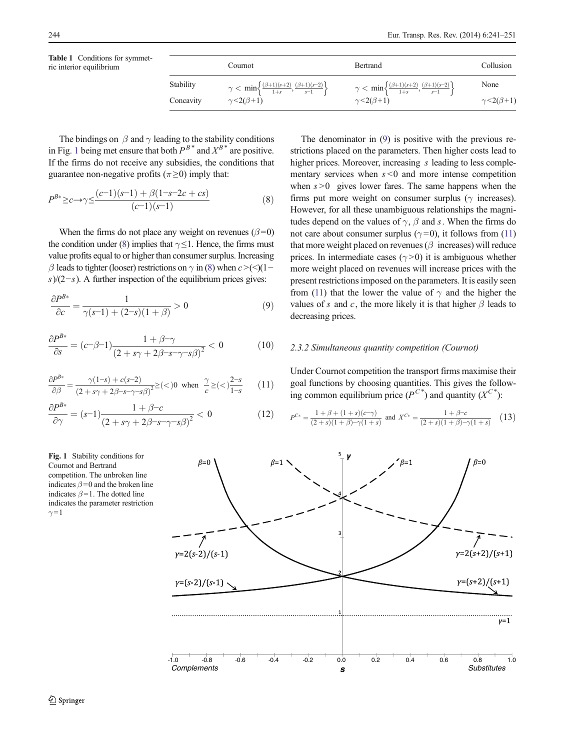**Table 1** Conditions for symmetric interior equilibrium

| | Cournot | Bertrand | Collusion |
|---|---|---|---|
| Stability | $\gamma<\min\left\{\frac{(\beta+1)(s+2)}{1+s},\frac{(\beta+1)(s-2)}{s-1}\right\}$ | $\gamma<\min\left\{\frac{(\beta+1)(s+2)}{1+s},\frac{(\beta+1)(s-2)}{s-1}\right\}$ | None |
| Concavity | $\gamma<2(\beta+1)$ | $\gamma<2(\beta+1)$ | $\gamma<2(\beta+1)$ |

The bindings on $\beta$ and $\gamma$ leading to the stability conditions in Fig. 1 being met ensure that both $P^{B*}$ and $X^{B*}$ are positive. If the firms do not receive any subsidies, the conditions that guarantee non-negative profits ($\pi\geq 0$) imply that:

$$P^{B*}\geq c\rightarrow\gamma\leq\frac{(c-1)(s-1)+\beta(1-s-2c+cs)}{(c-1)(s-1)} \tag{8}$$

When the firms do not place any weight on revenues ($\beta=0$) the condition under (8) implies that $\gamma\leq 1$. Hence, the firms must value profits equal to or higher than consumer surplus. Increasing $\beta$ leads to tighter (looser) restrictions on $\gamma$ in (8) when $c>(<)(1-s)/(2-s)$. A further inspection of the equilibrium prices gives:

$$\frac{\partial P^{B*}}{\partial c}=\frac{1}{\gamma(s-1)+(2-s)(1+\beta)}>0 \tag{9}$$

$$\frac{\partial P^{B*}}{\partial s}=(c-\beta-1)\frac{1+\beta-\gamma}{(2+s\gamma+2\beta-s-\gamma-s\beta)^2}<0 \tag{10}$$

$$\frac{\partial P^{B*}}{\partial \beta}=\frac{\gamma(1-s)+c(s-2)}{(2+s\gamma+2\beta-s-\gamma-s\beta)^2}\geq(<)0\ \text{ when }\ \frac{\gamma}{c}\geq(<)\frac{2-s}{1-s} \tag{11}$$

$$\frac{\partial P^{B*}}{\partial \gamma}=(s-1)\frac{1+\beta-c}{(2+s\gamma+2\beta-s-\gamma-s\beta)^2}<0 \tag{12}$$

The denominator in (9) is positive with the previous restrictions placed on the parameters. Then higher costs lead to higher prices. Moreover, increasing $s$ leading to less complementary services when $s<0$ and more intense competition when $s>0$ gives lower fares. The same happens when the firms put more weight on consumer surplus ($\gamma$ increases). However, for all these unambiguous relationships the magnitudes depend on the values of $\gamma$, $\beta$ and $s$. When the firms do not care about consumer surplus ($\gamma=0$), it follows from (11) that more weight placed on revenues ($\beta$ increases) will reduce prices. In intermediate cases ($\gamma>0$) it is ambiguous whether more weight placed on revenues will increase prices with the present restrictions imposed on the parameters. It is easily seen from (11) that the lower the value of $\gamma$ and the higher the values of $s$ and $c$, the more likely it is that higher $\beta$ leads to decreasing prices.

### 2.3.2 Simultaneous quantity competition (Cournot)

Under Cournot competition the transport firms maximise their goal functions by choosing quantities. This gives the following common equilibrium price ($P^{C*}$) and quantity ($X^{C*}$):

$$P^{C*}=\frac{1+\beta+(1+s)(c-\gamma)}{(2+s)(1+\beta)-\gamma(1+s)}\ \text{ and }\ X^{C*}=\frac{1+\beta-c}{(2+s)(1+\beta)-\gamma(1+s)} \tag{13}$$

**Fig. 1** Stability conditions for Cournot and Bertrand competition. The unbroken line indicates $\beta=0$ and the broken line indicates $\beta=1$. The dotted line indicates the parameter restriction $\gamma=1$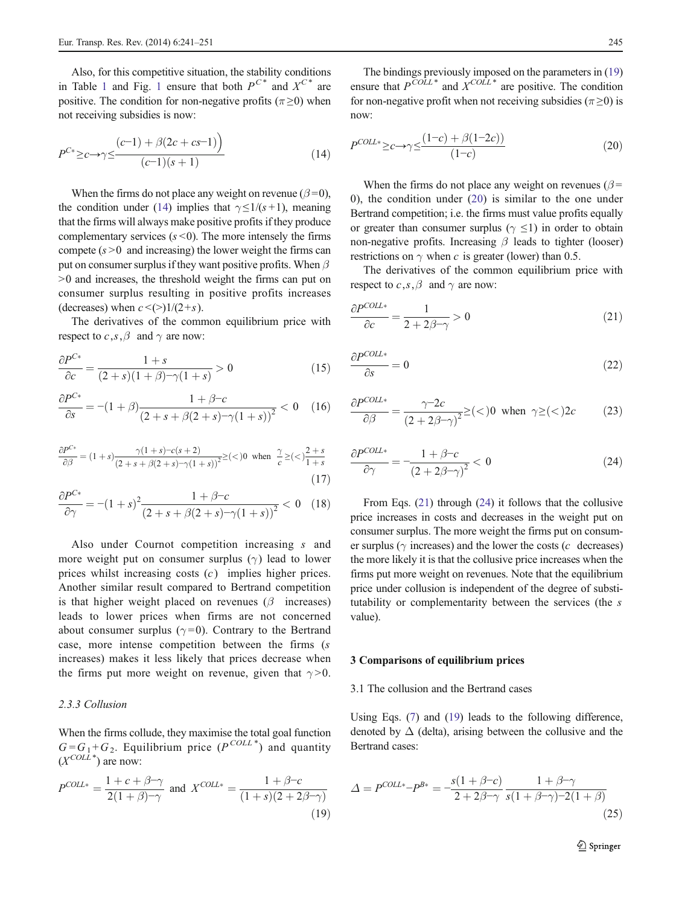Also, for this competitive situation, the stability conditions in Table 1 and Fig. 1 ensure that both $P^{C*}$ and $X^{C*}$ are positive. The condition for non-negative profits ($\pi \geq 0$) when not receiving subsidies is now:

$$P^{C*} \geq c \rightarrow \gamma \leq \frac{(c-1) + \beta(2c + cs - 1))}{(c-1)(s+1)} \tag{14}$$

When the firms do not place any weight on revenue ($\beta = 0$), the condition under (14) implies that $\gamma \leq 1/(s+1)$, meaning that the firms will always make positive profits if they produce complementary services ($s < 0$). The more intensely the firms compete ($s > 0$ and increasing) the lower weight the firms can put on consumer surplus if they want positive profits. When $\beta > 0$ and increases, the threshold weight the firms can put on consumer surplus resulting in positive profits increases (decreases) when $c < (>) 1/(2+s)$.

The derivatives of the common equilibrium price with respect to $c, s, \beta$ and $\gamma$ are now:

$$\frac{\partial P^{C*}}{\partial c} = \frac{1+s}{(2+s)(1+\beta) - \gamma(1+s)} > 0 \tag{15}$$

$$\frac{\partial P^{C*}}{\partial s} = -(1+\beta)\frac{1+\beta-c}{(2+s+\beta(2+s)-\gamma(1+s))^2} < 0 \tag{16}$$

$$\frac{\partial P^{C*}}{\partial \beta} = (1+s)\frac{\gamma(1+s)-c(s+2)}{(2+s+\beta(2+s)-\gamma(1+s))^2} \geq (<) 0 \text{ when } \frac{\gamma}{c} \geq (<) \frac{2+s}{1+s} \tag{17}$$

$$\frac{\partial P^{C*}}{\partial \gamma} = -(1+s)^2\frac{1+\beta-c}{(2+s+\beta(2+s)-\gamma(1+s))^2} < 0 \tag{18}$$

Also under Cournot competition increasing $s$ and more weight put on consumer surplus ($\gamma$) lead to lower prices whilst increasing costs ($c$) implies higher prices. Another similar result compared to Bertrand competition is that higher weight placed on revenues ($\beta$ increases) leads to lower prices when firms are not concerned about consumer surplus ($\gamma = 0$). Contrary to the Bertrand case, more intense competition between the firms ($s$ increases) makes it less likely that prices decrease when the firms put more weight on revenue, given that $\gamma > 0$.

### 2.3.3 Collusion

When the firms collude, they maximise the total goal function $G = G_1 + G_2$. Equilibrium price ($P^{COLL*}$) and quantity ($X^{COLL*}$) are now:

$$P^{COLL*} = \frac{1+c+\beta-\gamma}{2(1+\beta)-\gamma} \text{ and } X^{COLL*} = \frac{1+\beta-c}{(1+s)(2+2\beta-\gamma)} \tag{19}$$

The bindings previously imposed on the parameters in (19) ensure that $P^{COLL*}$ and $X^{COLL*}$ are positive. The condition for non-negative profit when not receiving subsidies ($\pi \geq 0$) is now:

$$P^{COLL*} \geq c \rightarrow \gamma \leq \frac{(1-c) + \beta(1-2c))}{(1-c)} \tag{20}$$

When the firms do not place any weight on revenues ($\beta = 0$), the condition under (20) is similar to the one under Bertrand competition; i.e. the firms must value profits equally or greater than consumer surplus ($\gamma \leq 1$) in order to obtain non-negative profits. Increasing $\beta$ leads to tighter (looser) restrictions on $\gamma$ when $c$ is greater (lower) than 0.5.

The derivatives of the common equilibrium price with respect to $c, s, \beta$ and $\gamma$ are now:

$$\frac{\partial P^{COLL*}}{\partial c} = \frac{1}{2+2\beta-\gamma} > 0 \tag{21}$$

$$\frac{\partial P^{COLL*}}{\partial s} = 0 \tag{22}$$

$$\frac{\partial P^{COLL*}}{\partial \beta} = \frac{\gamma - 2c}{(2+2\beta-\gamma)^2} \geq (<) 0 \text{ when } \gamma \geq (<) 2c \tag{23}$$

$$\frac{\partial P^{COLL*}}{\partial \gamma} = -\frac{1+\beta-c}{(2+2\beta-\gamma)^2} < 0 \tag{24}$$

From Eqs. (21) through (24) it follows that the collusive price increases in costs and decreases in the weight put on consumer surplus. The more weight the firms put on consumer surplus ($\gamma$ increases) and the lower the costs ($c$ decreases) the more likely it is that the collusive price increases when the firms put more weight on revenues. Note that the equilibrium price under collusion is independent of the degree of substitutability or complementarity between the services (the $s$ value).

## 3 Comparisons of equilibrium prices

### 3.1 The collusion and the Bertrand cases

Using Eqs. (7) and (19) leads to the following difference, denoted by $\Delta$ (delta), arising between the collusive and the Bertrand cases:

$$\Delta = P^{COLL*} - P^{B*} = -\frac{s(1+\beta-c)}{2+2\beta-\gamma}\frac{1+\beta-\gamma}{s(1+\beta-\gamma)-2(1+\beta)} \tag{25}$$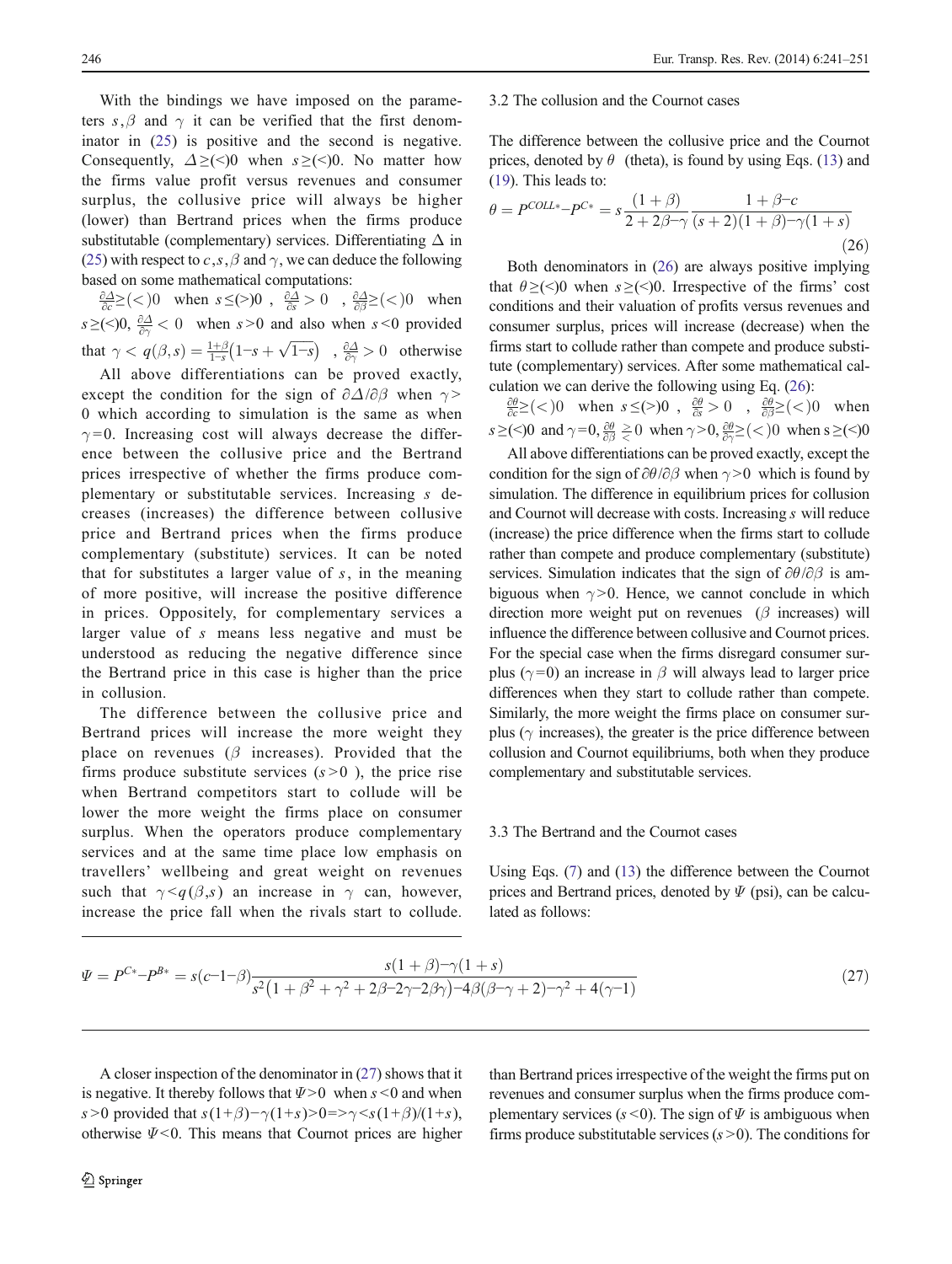With the bindings we have imposed on the parameters $s, \beta$ and $\gamma$ it can be verified that the first denominator in (25) is positive and the second is negative. Consequently, $\Delta \geq (<) 0$ when $s \geq (<) 0$. No matter how the firms value profit versus revenues and consumer surplus, the collusive price will always be higher (lower) than Bertrand prices when the firms produce substitutable (complementary) services. Differentiating $\Delta$ in (25) with respect to $c, s, \beta$ and $\gamma$, we can deduce the following based on some mathematical computations:

$\frac{\partial \Delta}{\partial c} \geq (<) 0$ when $s \leq (>) 0$ , $\frac{\partial \Delta}{\partial s} > 0$ , $\frac{\partial \Delta}{\partial \beta} \geq (<) 0$ when $s \geq (<) 0$, $\frac{\partial \Delta}{\partial \gamma} < 0$ when $s > 0$ and also when $s < 0$ provided that $\gamma < q(\beta, s) = \frac{1+\beta}{1-s}\left(1-s+\sqrt{1-s}\right)$ , $\frac{\partial \Delta}{\partial \gamma} > 0$ otherwise

All above differentiations can be proved exactly, except the condition for the sign of $\partial \Delta / \partial \beta$ when $\gamma > 0$ which according to simulation is the same as when $\gamma = 0$. Increasing cost will always decrease the difference between the collusive price and the Bertrand prices irrespective of whether the firms produce complementary or substitutable services. Increasing $s$ decreases (increases) the difference between collusive price and Bertrand prices when the firms produce complementary (substitute) services. It can be noted that for substitutes a larger value of $s$, in the meaning of more positive, will increase the positive difference in prices. Oppositely, for complementary services a larger value of $s$ means less negative and must be understood as reducing the negative difference since the Bertrand price in this case is higher than the price in collusion.

The difference between the collusive price and Bertrand prices will increase the more weight they place on revenues ($\beta$ increases). Provided that the firms produce substitute services ($s > 0$ ), the price rise when Bertrand competitors start to collude will be lower the more weight the firms place on consumer surplus. When the operators produce complementary services and at the same time place low emphasis on travellers' wellbeing and great weight on revenues such that $\gamma < q(\beta, s)$ an increase in $\gamma$ can, however, increase the price fall when the rivals start to collude.

### 3.2 The collusion and the Cournot cases

The difference between the collusive price and the Cournot prices, denoted by $\theta$ (theta), is found by using Eqs. (13) and (19). This leads to:

$$\theta = P^{COLL*} - P^{C*} = s\frac{(1+\beta)}{2+2\beta-\gamma}\frac{1+\beta-c}{(s+2)(1+\beta)-\gamma(1+s)} \tag{26}$$

Both denominators in (26) are always positive implying that $\theta \geq (<) 0$ when $s \geq (<) 0$. Irrespective of the firms' cost conditions and their valuation of profits versus revenues and consumer surplus, prices will increase (decrease) when the firms start to collude rather than compete and produce substitute (complementary) services. After some mathematical calculation we can derive the following using Eq. (26):

$\frac{\partial \theta}{\partial c} \geq (<) 0$ when $s \leq (>) 0$ , $\frac{\partial \theta}{\partial s} > 0$ , $\frac{\partial \theta}{\partial \beta} \geq (<) 0$ when $s \geq (<) 0$ and $\gamma = 0$, $\frac{\partial \theta}{\partial \beta} \gtrless 0$ when $\gamma > 0$, $\frac{\partial \theta}{\partial \gamma} \geq (<) 0$ when $s \geq (<) 0$

All above differentiations can be proved exactly, except the condition for the sign of $\partial \theta / \partial \beta$ when $\gamma > 0$ which is found by simulation. The difference in equilibrium prices for collusion and Cournot will decrease with costs. Increasing $s$ will reduce (increase) the price difference when the firms start to collude rather than compete and produce complementary (substitute) services. Simulation indicates that the sign of $\partial \theta / \partial \beta$ is ambiguous when $\gamma > 0$. Hence, we cannot conclude in which direction more weight put on revenues ($\beta$ increases) will influence the difference between collusive and Cournot prices. For the special case when the firms disregard consumer surplus ($\gamma = 0$) an increase in $\beta$ will always lead to larger price differences when they start to collude rather than compete. Similarly, the more weight the firms place on consumer surplus ($\gamma$ increases), the greater is the price difference between collusion and Cournot equilibriums, both when they produce complementary and substitutable services.

### 3.3 The Bertrand and the Cournot cases

Using Eqs. (7) and (13) the difference between the Cournot prices and Bertrand prices, denoted by $\Psi$ (psi), can be calculated as follows:

$$\Psi = P^{C*} - P^{B*} = s(c-1-\beta)\frac{s(1+\beta)-\gamma(1+s)}{s^2\left(1+\beta^2+\gamma^2+2\beta-2\gamma-2\beta\gamma\right)-4\beta(\beta-\gamma+2)-\gamma^2+4(\gamma-1)} \tag{27}$$

A closer inspection of the denominator in (27) shows that it is negative. It thereby follows that $\Psi > 0$ when $s < 0$ and when $s > 0$ provided that $s(1+\beta) - \gamma(1+s) > 0 \Rightarrow \gamma < s(1+\beta)/(1+s)$, otherwise $\Psi < 0$. This means that Cournot prices are higher than Bertrand prices irrespective of the weight the firms put on revenues and consumer surplus when the firms produce complementary services ($s < 0$). The sign of $\Psi$ is ambiguous when firms produce substitutable services ($s > 0$). The conditions for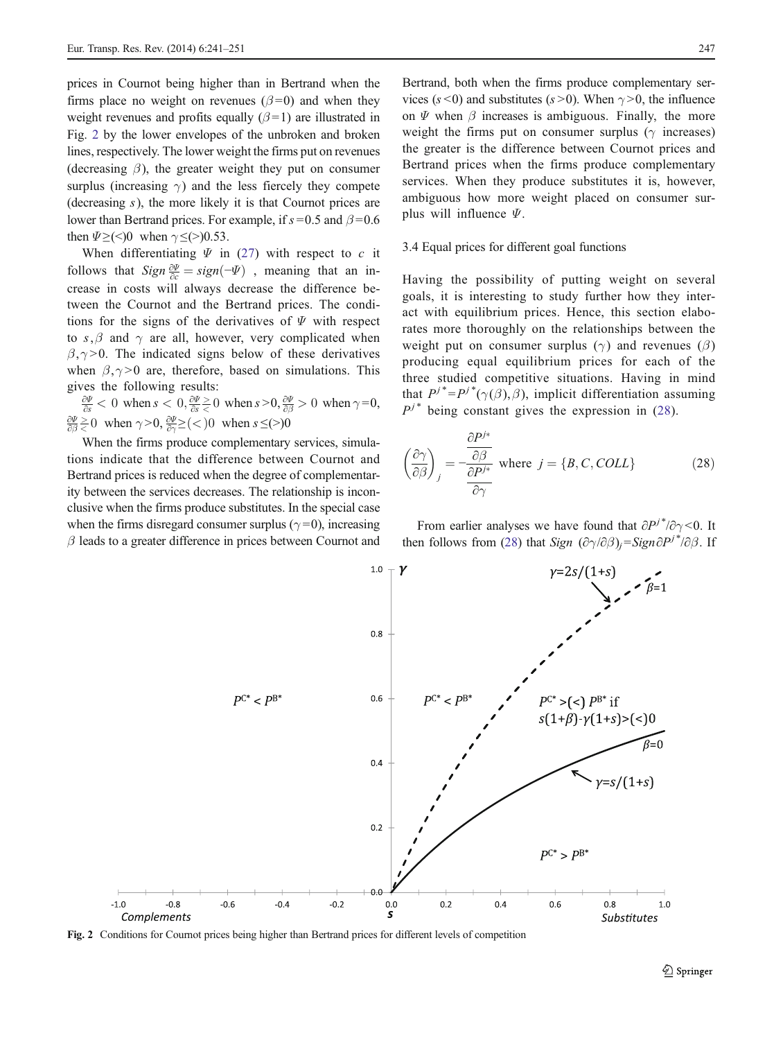prices in Cournot being higher than in Bertrand when the firms place no weight on revenues ($\beta=0$) and when they weight revenues and profits equally ($\beta=1$) are illustrated in Fig. 2 by the lower envelopes of the unbroken and broken lines, respectively. The lower weight the firms put on revenues (decreasing $\beta$), the greater weight they put on consumer surplus (increasing $\gamma$) and the less fiercely they compete (decreasing $s$), the more likely it is that Cournot prices are lower than Bertrand prices. For example, if $s=0.5$ and $\beta=0.6$ then $\Psi\geq(<)0$ when $\gamma\leq(>)0.53$.

When differentiating $\Psi$ in (27) with respect to $c$ it follows that $Sign\frac{\partial\Psi}{\partial c}=sign(-\Psi)$ , meaning that an increase in costs will always decrease the difference between the Cournot and the Bertrand prices. The conditions for the signs of the derivatives of $\Psi$ with respect to $s, \beta$ and $\gamma$ are all, however, very complicated when $\beta, \gamma>0$. The indicated signs below of these derivatives when $\beta, \gamma>0$ are, therefore, based on simulations. This gives the following results:

$\frac{\partial\Psi}{\partial s}<0$ when $s<0$, $\frac{\partial\Psi}{\partial s}\gtrless 0$ when $s>0$, $\frac{\partial\Psi}{\partial\beta}>0$ when $\gamma=0$, $\frac{\partial\Psi}{\partial\beta}\gtrless 0$ when $\gamma>0$, $\frac{\partial\Psi}{\partial\gamma}\geq(<)0$ when $s\leq(>)0$

When the firms produce complementary services, simulations indicate that the difference between Cournot and Bertrand prices is reduced when the degree of complementarity between the services decreases. The relationship is inconclusive when the firms produce substitutes. In the special case when the firms disregard consumer surplus ($\gamma=0$), increasing $\beta$ leads to a greater difference in prices between Cournot and Bertrand, both when the firms produce complementary services ($s<0$) and substitutes ($s>0$). When $\gamma>0$, the influence on $\Psi$ when $\beta$ increases is ambiguous. Finally, the more weight the firms put on consumer surplus ($\gamma$ increases) the greater is the difference between Cournot prices and Bertrand prices when the firms produce complementary services. When they produce substitutes it is, however, ambiguous how more weight placed on consumer surplus will influence $\Psi$.

### 3.4 Equal prices for different goal functions

Having the possibility of putting weight on several goals, it is interesting to study further how they interact with equilibrium prices. Hence, this section elaborates more thoroughly on the relationships between the weight put on consumer surplus ($\gamma$) and revenues ($\beta$) producing equal equilibrium prices for each of the three studied competitive situations. Having in mind that $P^{j*}=P^{j*}(\gamma(\beta),\beta)$, implicit differentiation assuming $P^{j*}$ being constant gives the expression in (28).

$$\left(\frac{\partial\gamma}{\partial\beta}\right)_j=-\frac{\dfrac{\partial P^{j*}}{\partial\beta}}{\dfrac{\partial P^{j*}}{\partial\gamma}}\quad\text{where } j=\{B,C,COLL\}\tag{28}$$

From earlier analyses we have found that $\partial P^{j*}/\partial\gamma<0$. It then follows from (28) that $Sign\ (\partial\gamma/\partial\beta)_j=Sign\,\partial P^{j*}/\partial\beta$. If

Fig. 2 Conditions for Cournot prices being higher than Bertrand prices for different levels of competition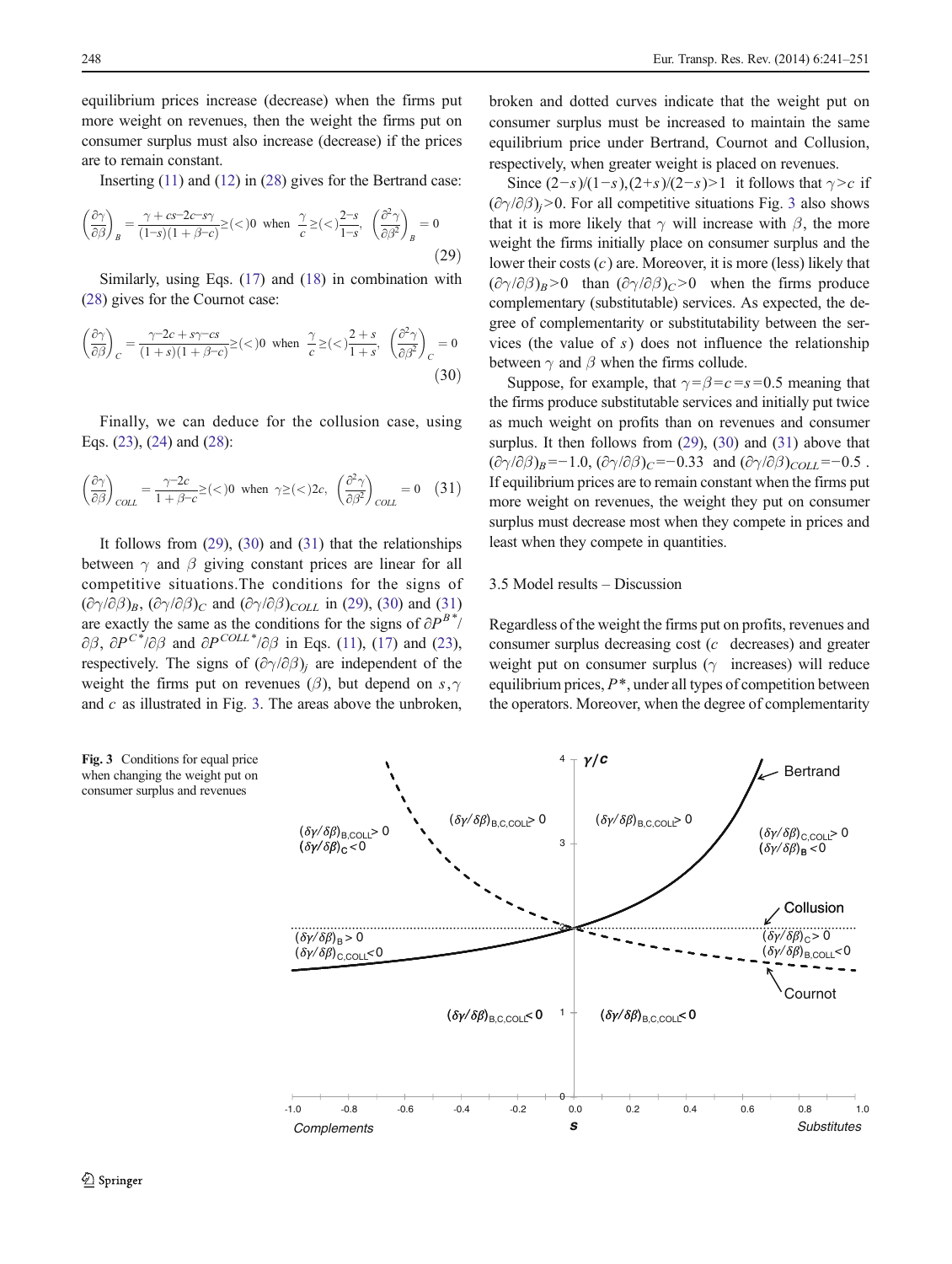equilibrium prices increase (decrease) when the firms put more weight on revenues, then the weight the firms put on consumer surplus must also increase (decrease) if the prices are to remain constant.

Inserting (11) and (12) in (28) gives for the Bertrand case:

$$\left(\frac{\partial\gamma}{\partial\beta}\right)_B = \frac{\gamma + cs - 2c - s\gamma}{(1-s)(1+\beta-c)} \geq (<) 0 \text{ when } \frac{\gamma}{c} \geq (<) \frac{2-s}{1-s}, \left(\frac{\partial^2\gamma}{\partial\beta^2}\right)_B = 0 \quad (29)$$

Similarly, using Eqs. (17) and (18) in combination with (28) gives for the Cournot case:

$$\left(\frac{\partial\gamma}{\partial\beta}\right)_C = \frac{\gamma - 2c + s\gamma - cs}{(1+s)(1+\beta-c)} \geq (<) 0 \text{ when } \frac{\gamma}{c} \geq (<) \frac{2+s}{1+s}, \left(\frac{\partial^2\gamma}{\partial\beta^2}\right)_C = 0 \quad (30)$$

Finally, we can deduce for the collusion case, using Eqs. (23), (24) and (28):

$$\left(\frac{\partial\gamma}{\partial\beta}\right)_{COLL} = \frac{\gamma - 2c}{1+\beta-c} \geq (<) 0 \text{ when } \gamma \geq (<) 2c, \left(\frac{\partial^2\gamma}{\partial\beta^2}\right)_{COLL} = 0 \quad (31)$$

It follows from (29), (30) and (31) that the relationships between $\gamma$ and $\beta$ giving constant prices are linear for all competitive situations. The conditions for the signs of $(\partial\gamma/\partial\beta)_B$, $(\partial\gamma/\partial\beta)_C$ and $(\partial\gamma/\partial\beta)_{COLL}$ in (29), (30) and (31) are exactly the same as the conditions for the signs of $\partial P^{B*}/\partial\beta$, $\partial P^{C*}/\partial\beta$ and $\partial P^{COLL*}/\partial\beta$ in Eqs. (11), (17) and (23), respectively. The signs of $(\partial\gamma/\partial\beta)_j$ are independent of the weight the firms put on revenues ($\beta$), but depend on $s$, $\gamma$ and $c$ as illustrated in Fig. 3. The areas above the unbroken, broken and dotted curves indicate that the weight put on consumer surplus must be increased to maintain the same equilibrium price under Bertrand, Cournot and Collusion, respectively, when greater weight is placed on revenues.

Since $(2-s)/(1-s), (2+s)/(2-s) > 1$ it follows that $\gamma > c$ if $(\partial\gamma/\partial\beta)_j > 0$. For all competitive situations Fig. 3 also shows that it is more likely that $\gamma$ will increase with $\beta$, the more weight the firms initially place on consumer surplus and the lower their costs ($c$) are. Moreover, it is more (less) likely that $(\partial\gamma/\partial\beta)_B > 0$ than $(\partial\gamma/\partial\beta)_C > 0$ when the firms produce complementary (substitutable) services. As expected, the degree of complementarity or substitutability between the services (the value of $s$) does not influence the relationship between $\gamma$ and $\beta$ when the firms collude.

Suppose, for example, that $\gamma = \beta = c = s = 0.5$ meaning that the firms produce substitutable services and initially put twice as much weight on profits than on revenues and consumer surplus. It then follows from (29), (30) and (31) above that $(\partial\gamma/\partial\beta)_B = -1.0$, $(\partial\gamma/\partial\beta)_C = -0.33$ and $(\partial\gamma/\partial\beta)_{COLL} = -0.5$. If equilibrium prices are to remain constant when the firms put more weight on revenues, the weight they put on consumer surplus must decrease most when they compete in prices and least when they compete in quantities.

### 3.5 Model results – Discussion

Regardless of the weight the firms put on profits, revenues and consumer surplus decreasing cost ($c$ decreases) and greater weight put on consumer surplus ($\gamma$ increases) will reduce equilibrium prices, $P^*$, under all types of competition between the operators. Moreover, when the degree of complementarity

**Fig. 3** Conditions for equal price when changing the weight put on consumer surplus and revenues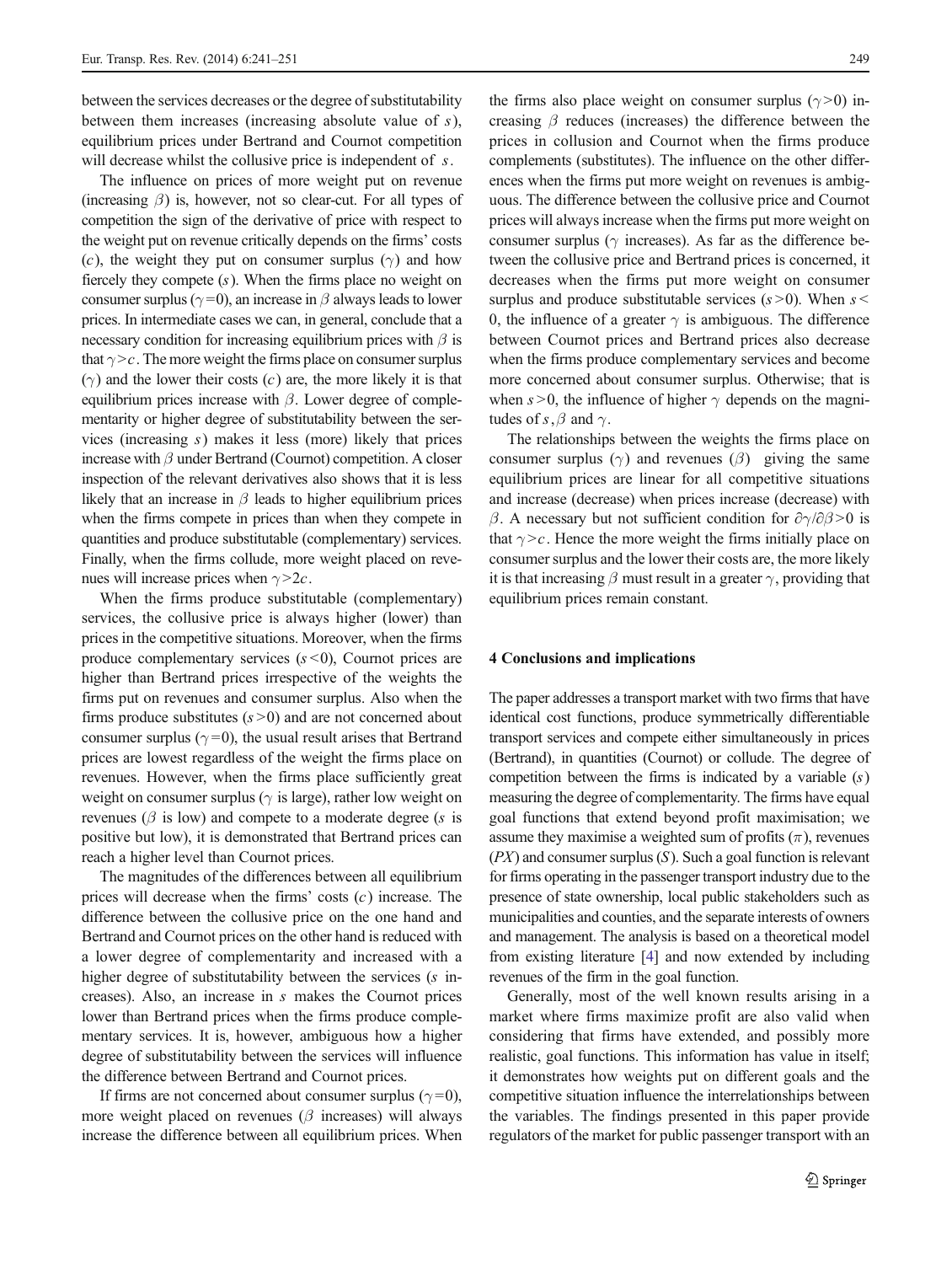between the services decreases or the degree of substitutability between them increases (increasing absolute value of $s$), equilibrium prices under Bertrand and Cournot competition will decrease whilst the collusive price is independent of $s$.

The influence on prices of more weight put on revenue (increasing $\beta$) is, however, not so clear-cut. For all types of competition the sign of the derivative of price with respect to the weight put on revenue critically depends on the firms' costs ($c$), the weight they put on consumer surplus ($\gamma$) and how fiercely they compete ($s$). When the firms place no weight on consumer surplus ($\gamma=0$), an increase in $\beta$ always leads to lower prices. In intermediate cases we can, in general, conclude that a necessary condition for increasing equilibrium prices with $\beta$ is that $\gamma>c$. The more weight the firms place on consumer surplus ($\gamma$) and the lower their costs ($c$) are, the more likely it is that equilibrium prices increase with $\beta$. Lower degree of complementarity or higher degree of substitutability between the services (increasing $s$) makes it less (more) likely that prices increase with $\beta$ under Bertrand (Cournot) competition. A closer inspection of the relevant derivatives also shows that it is less likely that an increase in $\beta$ leads to higher equilibrium prices when the firms compete in prices than when they compete in quantities and produce substitutable (complementary) services. Finally, when the firms collude, more weight placed on revenues will increase prices when $\gamma>2c$.

When the firms produce substitutable (complementary) services, the collusive price is always higher (lower) than prices in the competitive situations. Moreover, when the firms produce complementary services ($s<0$), Cournot prices are higher than Bertrand prices irrespective of the weights the firms put on revenues and consumer surplus. Also when the firms produce substitutes ($s>0$) and are not concerned about consumer surplus ($\gamma=0$), the usual result arises that Bertrand prices are lowest regardless of the weight the firms place on revenues. However, when the firms place sufficiently great weight on consumer surplus ($\gamma$ is large), rather low weight on revenues ($\beta$ is low) and compete to a moderate degree ($s$ is positive but low), it is demonstrated that Bertrand prices can reach a higher level than Cournot prices.

The magnitudes of the differences between all equilibrium prices will decrease when the firms' costs ($c$) increase. The difference between the collusive price on the one hand and Bertrand and Cournot prices on the other hand is reduced with a lower degree of complementarity and increased with a higher degree of substitutability between the services ($s$ increases). Also, an increase in $s$ makes the Cournot prices lower than Bertrand prices when the firms produce complementary services. It is, however, ambiguous how a higher degree of substitutability between the services will influence the difference between Bertrand and Cournot prices.

If firms are not concerned about consumer surplus ($\gamma=0$), more weight placed on revenues ($\beta$ increases) will always increase the difference between all equilibrium prices. When the firms also place weight on consumer surplus ($\gamma>0$) increasing $\beta$ reduces (increases) the difference between the prices in collusion and Cournot when the firms produce complements (substitutes). The influence on the other differences when the firms put more weight on revenues is ambiguous. The difference between the collusive price and Cournot prices will always increase when the firms put more weight on consumer surplus ($\gamma$ increases). As far as the difference between the collusive price and Bertrand prices is concerned, it decreases when the firms put more weight on consumer surplus and produce substitutable services ($s>0$). When $s<0$, the influence of a greater $\gamma$ is ambiguous. The difference between Cournot prices and Bertrand prices also decrease when the firms produce complementary services and become more concerned about consumer surplus. Otherwise; that is when $s>0$, the influence of higher $\gamma$ depends on the magnitudes of $s$, $\beta$ and $\gamma$.

The relationships between the weights the firms place on consumer surplus ($\gamma$) and revenues ($\beta$) giving the same equilibrium prices are linear for all competitive situations and increase (decrease) when prices increase (decrease) with $\beta$. A necessary but not sufficient condition for $\partial\gamma/\partial\beta>0$ is that $\gamma>c$. Hence the more weight the firms initially place on consumer surplus and the lower their costs are, the more likely it is that increasing $\beta$ must result in a greater $\gamma$, providing that equilibrium prices remain constant.

## 4 Conclusions and implications

The paper addresses a transport market with two firms that have identical cost functions, produce symmetrically differentiable transport services and compete either simultaneously in prices (Bertrand), in quantities (Cournot) or collude. The degree of competition between the firms is indicated by a variable ($s$) measuring the degree of complementarity. The firms have equal goal functions that extend beyond profit maximisation; we assume they maximise a weighted sum of profits ($\pi$), revenues ($PX$) and consumer surplus ($S$). Such a goal function is relevant for firms operating in the passenger transport industry due to the presence of state ownership, local public stakeholders such as municipalities and counties, and the separate interests of owners and management. The analysis is based on a theoretical model from existing literature [4] and now extended by including revenues of the firm in the goal function.

Generally, most of the well known results arising in a market where firms maximize profit are also valid when considering that firms have extended, and possibly more realistic, goal functions. This information has value in itself; it demonstrates how weights put on different goals and the competitive situation influence the interrelationships between the variables. The findings presented in this paper provide regulators of the market for public passenger transport with an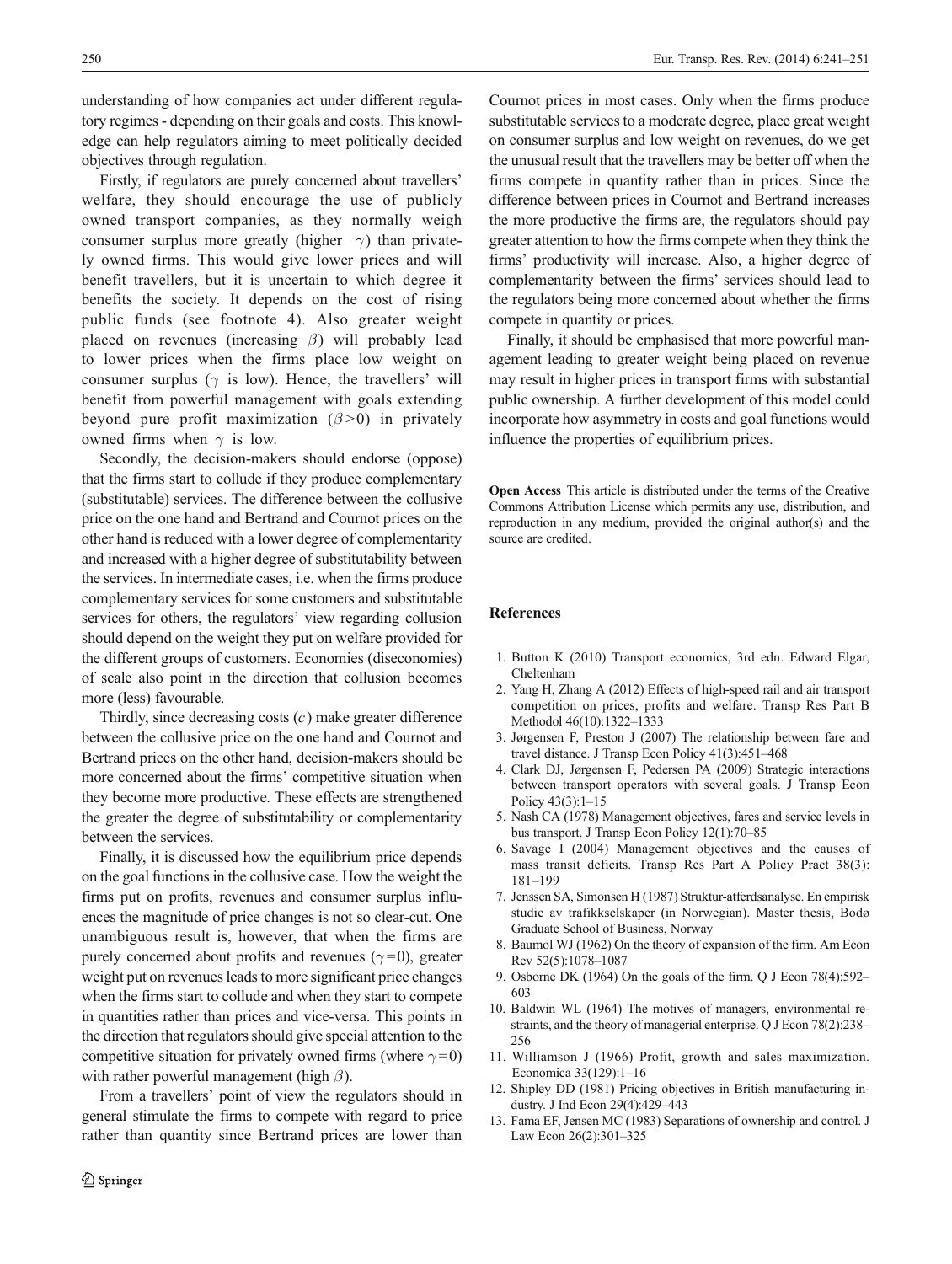understanding of how companies act under different regulatory regimes - depending on their goals and costs. This knowledge can help regulators aiming to meet politically decided objectives through regulation.

Firstly, if regulators are purely concerned about travellers' welfare, they should encourage the use of publicly owned transport companies, as they normally weigh consumer surplus more greatly (higher $\gamma$) than privately owned firms. This would give lower prices and will benefit travellers, but it is uncertain to which degree it benefits the society. It depends on the cost of rising public funds (see footnote 4). Also greater weight placed on revenues (increasing $\beta$) will probably lead to lower prices when the firms place low weight on consumer surplus ($\gamma$ is low). Hence, the travellers' will benefit from powerful management with goals extending beyond pure profit maximization ($\beta>0$) in privately owned firms when $\gamma$ is low.

Secondly, the decision-makers should endorse (oppose) that the firms start to collude if they produce complementary (substitutable) services. The difference between the collusive price on the one hand and Bertrand and Cournot prices on the other hand is reduced with a lower degree of complementarity and increased with a higher degree of substitutability between the services. In intermediate cases, i.e. when the firms produce complementary services for some customers and substitutable services for others, the regulators' view regarding collusion should depend on the weight they put on welfare provided for the different groups of customers. Economies (diseconomies) of scale also point in the direction that collusion becomes more (less) favourable.

Thirdly, since decreasing costs ($c$) make greater difference between the collusive price on the one hand and Cournot and Bertrand prices on the other hand, decision-makers should be more concerned about the firms' competitive situation when they become more productive. These effects are strengthened the greater the degree of substitutability or complementarity between the services.

Finally, it is discussed how the equilibrium price depends on the goal functions in the collusive case. How the weight the firms put on profits, revenues and consumer surplus influences the magnitude of price changes is not so clear-cut. One unambiguous result is, however, that when the firms are purely concerned about profits and revenues ($\gamma=0$), greater weight put on revenues leads to more significant price changes when the firms start to collude and when they start to compete in quantities rather than prices and vice-versa. This points in the direction that regulators should give special attention to the competitive situation for privately owned firms (where $\gamma=0$) with rather powerful management (high $\beta$).

From a travellers' point of view the regulators should in general stimulate the firms to compete with regard to price rather than quantity since Bertrand prices are lower than Cournot prices in most cases. Only when the firms produce substitutable services to a moderate degree, place great weight on consumer surplus and low weight on revenues, do we get the unusual result that the travellers may be better off when the firms compete in quantity rather than in prices. Since the difference between prices in Cournot and Bertrand increases the more productive the firms are, the regulators should pay greater attention to how the firms compete when they think the firms' productivity will increase. Also, a higher degree of complementarity between the firms' services should lead to the regulators being more concerned about whether the firms compete in quantity or prices.

Finally, it should be emphasised that more powerful management leading to greater weight being placed on revenue may result in higher prices in transport firms with substantial public ownership. A further development of this model could incorporate how asymmetry in costs and goal functions would influence the properties of equilibrium prices.

**Open Access** This article is distributed under the terms of the Creative Commons Attribution License which permits any use, distribution, and reproduction in any medium, provided the original author(s) and the source are credited.

## References

1. Button K (2010) Transport economics, 3rd edn. Edward Elgar, Cheltenham
2. Yang H, Zhang A (2012) Effects of high-speed rail and air transport competition on prices, profits and welfare. Transp Res Part B Methodol 46(10):1322–1333
3. Jørgensen F, Preston J (2007) The relationship between fare and travel distance. J Transp Econ Policy 41(3):451–468
4. Clark DJ, Jørgensen F, Pedersen PA (2009) Strategic interactions between transport operators with several goals. J Transp Econ Policy 43(3):1–15
5. Nash CA (1978) Management objectives, fares and service levels in bus transport. J Transp Econ Policy 12(1):70–85
6. Savage I (2004) Management objectives and the causes of mass transit deficits. Transp Res Part A Policy Pract 38(3): 181–199
7. Jenssen SA, Simonsen H (1987) Struktur-atferdsanalyse. En empirisk studie av trafikkselskaper (in Norwegian). Master thesis, Bodø Graduate School of Business, Norway
8. Baumol WJ (1962) On the theory of expansion of the firm. Am Econ Rev 52(5):1078–1087
9. Osborne DK (1964) On the goals of the firm. Q J Econ 78(4):592–603
10. Baldwin WL (1964) The motives of managers, environmental restraints, and the theory of managerial enterprise. Q J Econ 78(2):238–256
11. Williamson J (1966) Profit, growth and sales maximization. Economica 33(129):1–16
12. Shipley DD (1981) Pricing objectives in British manufacturing industry. J Ind Econ 29(4):429–443
13. Fama EF, Jensen MC (1983) Separations of ownership and control. J Law Econ 26(2):301–325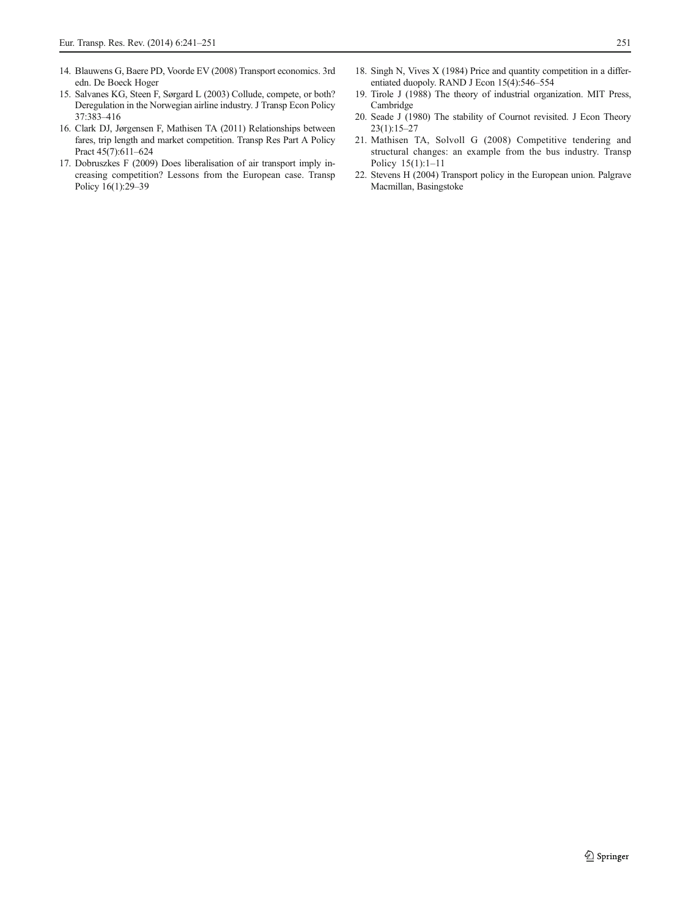14. Blauwens G, Baere PD, Voorde EV (2008) Transport economics. 3rd edn. De Boeck Hoger
15. Salvanes KG, Steen F, Sørgard L (2003) Collude, compete, or both? Deregulation in the Norwegian airline industry. J Transp Econ Policy 37:383–416
16. Clark DJ, Jørgensen F, Mathisen TA (2011) Relationships between fares, trip length and market competition. Transp Res Part A Policy Pract 45(7):611–624
17. Dobruszkes F (2009) Does liberalisation of air transport imply increasing competition? Lessons from the European case. Transp Policy 16(1):29–39
18. Singh N, Vives X (1984) Price and quantity competition in a differentiated duopoly. RAND J Econ 15(4):546–554
19. Tirole J (1988) The theory of industrial organization. MIT Press, Cambridge
20. Seade J (1980) The stability of Cournot revisited. J Econ Theory 23(1):15–27
21. Mathisen TA, Solvoll G (2008) Competitive tendering and structural changes: an example from the bus industry. Transp Policy 15(1):1–11
22. Stevens H (2004) Transport policy in the European union. Palgrave Macmillan, Basingstoke